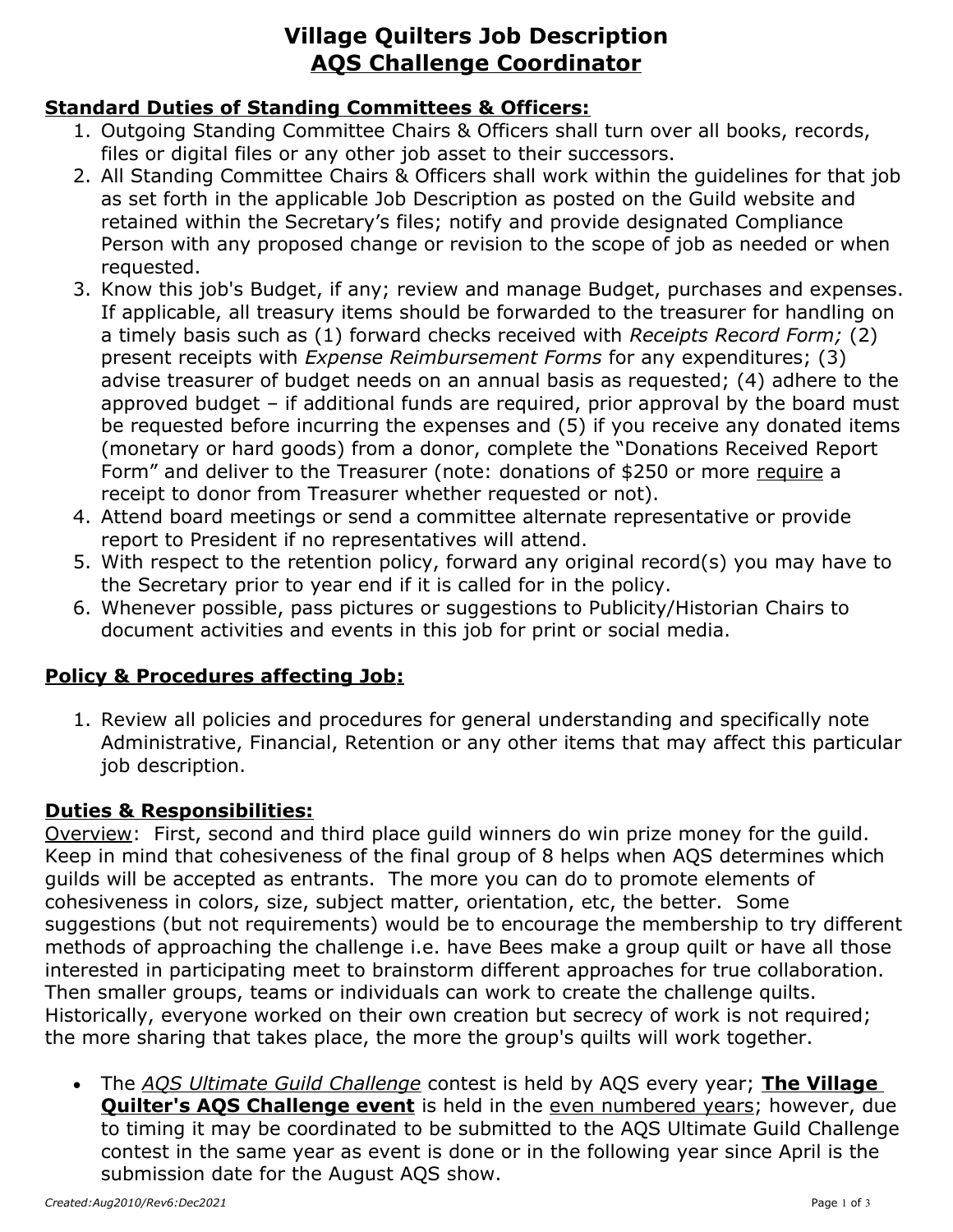# Village Quilters Job Description
## <u>AQS Challenge Coordinator</u>

**<u>Standard Duties of Standing Committees & Officers:</u>**

1. Outgoing Standing Committee Chairs & Officers shall turn over all books, records, files or digital files or any other job asset to their successors.
2. All Standing Committee Chairs & Officers shall work within the guidelines for that job as set forth in the applicable Job Description as posted on the Guild website and retained within the Secretary's files; notify and provide designated Compliance Person with any proposed change or revision to the scope of job as needed or when requested.
3. Know this job's Budget, if any; review and manage Budget, purchases and expenses. If applicable, all treasury items should be forwarded to the treasurer for handling on a timely basis such as (1) forward checks received with *Receipts Record Form;* (2) present receipts with *Expense Reimbursement Forms* for any expenditures; (3) advise treasurer of budget needs on an annual basis as requested; (4) adhere to the approved budget – if additional funds are required, prior approval by the board must be requested before incurring the expenses and (5) if you receive any donated items (monetary or hard goods) from a donor, complete the "Donations Received Report Form" and deliver to the Treasurer (note: donations of $250 or more <u>require</u> a receipt to donor from Treasurer whether requested or not).
4. Attend board meetings or send a committee alternate representative or provide report to President if no representatives will attend.
5. With respect to the retention policy, forward any original record(s) you may have to the Secretary prior to year end if it is called for in the policy.
6. Whenever possible, pass pictures or suggestions to Publicity/Historian Chairs to document activities and events in this job for print or social media.

**<u>Policy & Procedures affecting Job:</u>**

1. Review all policies and procedures for general understanding and specifically note Administrative, Financial, Retention or any other items that may affect this particular job description.

**<u>Duties & Responsibilities:</u>**

<u>Overview</u>: First, second and third place guild winners do win prize money for the guild. Keep in mind that cohesiveness of the final group of 8 helps when AQS determines which guilds will be accepted as entrants. The more you can do to promote elements of cohesiveness in colors, size, subject matter, orientation, etc, the better. Some suggestions (but not requirements) would be to encourage the membership to try different methods of approaching the challenge i.e. have Bees make a group quilt or have all those interested in participating meet to brainstorm different approaches for true collaboration. Then smaller groups, teams or individuals can work to create the challenge quilts. Historically, everyone worked on their own creation but secrecy of work is not required; the more sharing that takes place, the more the group's quilts will work together.

- The *<u>AQS Ultimate Guild Challenge</u>* contest is held by AQS every year; **<u>The Village Quilter's AQS Challenge event</u>** is held in the <u>even numbered years</u>; however, due to timing it may be coordinated to be submitted to the AQS Ultimate Guild Challenge contest in the same year as event is done or in the following year since April is the submission date for the August AQS show.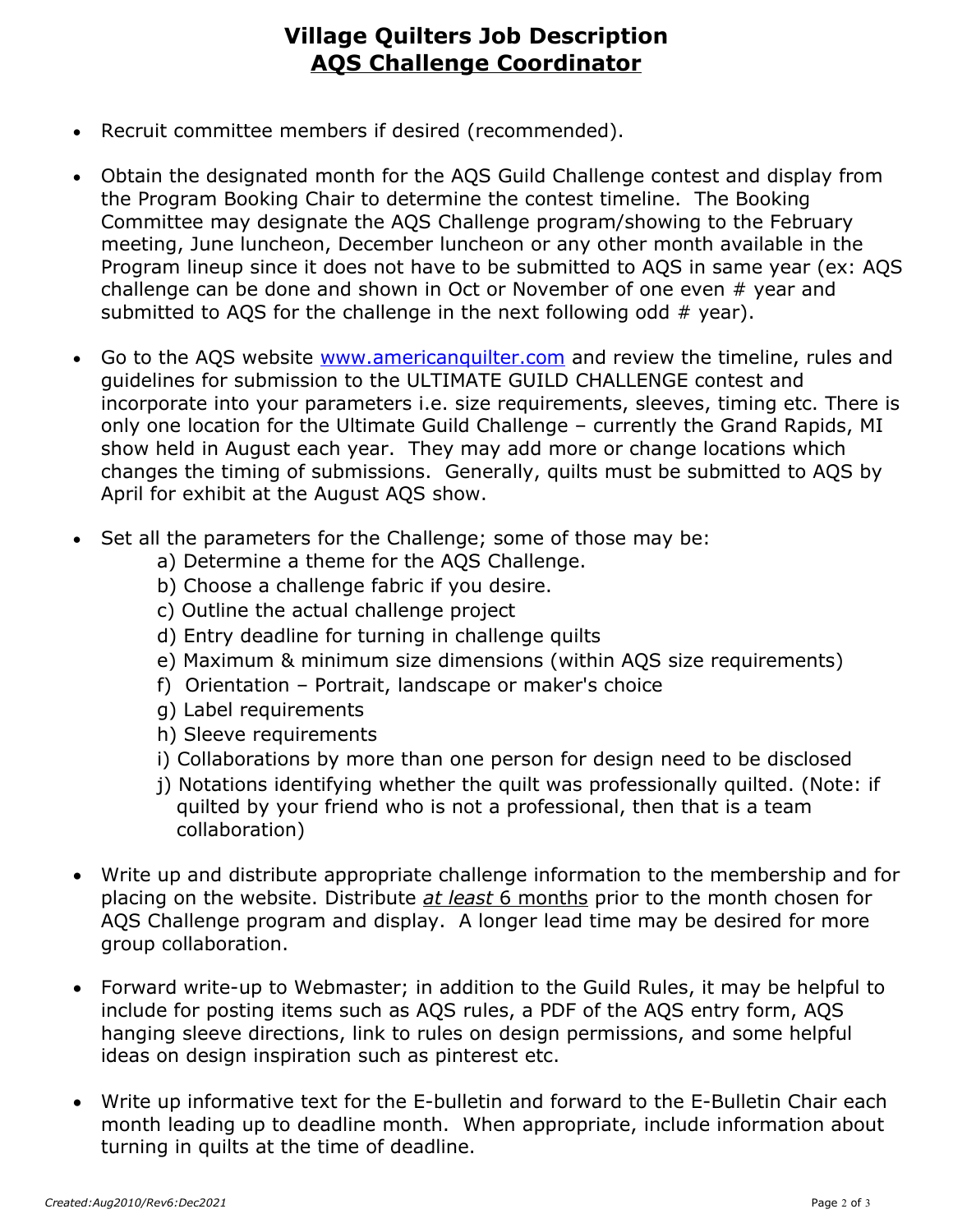# Village Quilters Job Description

## <u>AQS Challenge Coordinator</u>

- Recruit committee members if desired (recommended).
- Obtain the designated month for the AQS Guild Challenge contest and display from the Program Booking Chair to determine the contest timeline. The Booking Committee may designate the AQS Challenge program/showing to the February meeting, June luncheon, December luncheon or any other month available in the Program lineup since it does not have to be submitted to AQS in same year (ex: AQS challenge can be done and shown in Oct or November of one even # year and submitted to AQS for the challenge in the next following odd # year).
- Go to the AQS website [www.americanquilter.com](http://www.americanquilter.com) and review the timeline, rules and guidelines for submission to the ULTIMATE GUILD CHALLENGE contest and incorporate into your parameters i.e. size requirements, sleeves, timing etc. There is only one location for the Ultimate Guild Challenge – currently the Grand Rapids, MI show held in August each year. They may add more or change locations which changes the timing of submissions. Generally, quilts must be submitted to AQS by April for exhibit at the August AQS show.
- Set all the parameters for the Challenge; some of those may be:
  - a) Determine a theme for the AQS Challenge.
  - b) Choose a challenge fabric if you desire.
  - c) Outline the actual challenge project
  - d) Entry deadline for turning in challenge quilts
  - e) Maximum & minimum size dimensions (within AQS size requirements)
  - f) Orientation – Portrait, landscape or maker's choice
  - g) Label requirements
  - h) Sleeve requirements
  - i) Collaborations by more than one person for design need to be disclosed
  - j) Notations identifying whether the quilt was professionally quilted. (Note: if quilted by your friend who is not a professional, then that is a team collaboration)
- Write up and distribute appropriate challenge information to the membership and for placing on the website. Distribute <u>*at least* 6 months</u> prior to the month chosen for AQS Challenge program and display. A longer lead time may be desired for more group collaboration.
- Forward write-up to Webmaster; in addition to the Guild Rules, it may be helpful to include for posting items such as AQS rules, a PDF of the AQS entry form, AQS hanging sleeve directions, link to rules on design permissions, and some helpful ideas on design inspiration such as pinterest etc.
- Write up informative text for the E-bulletin and forward to the E-Bulletin Chair each month leading up to deadline month. When appropriate, include information about turning in quilts at the time of deadline.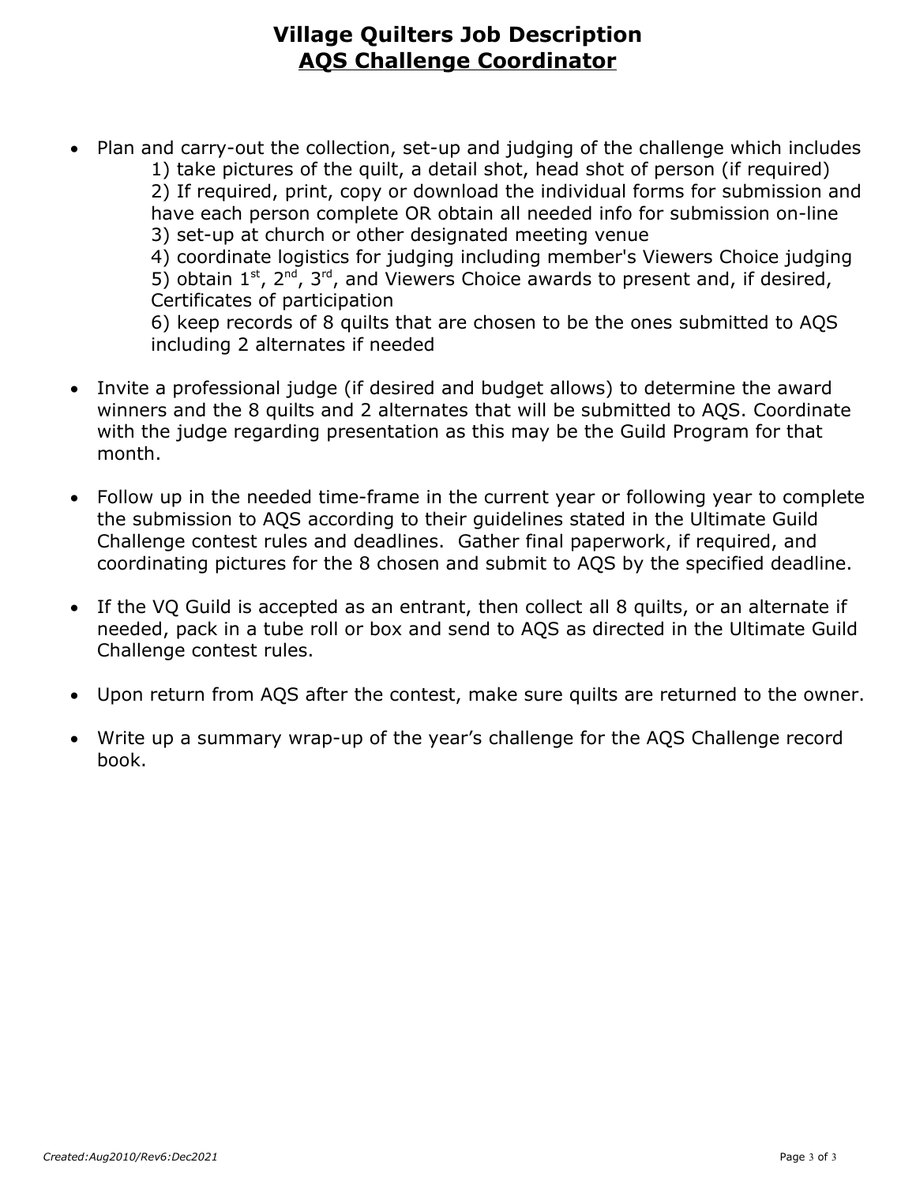# Village Quilters Job Description

## AQS Challenge Coordinator

- Plan and carry-out the collection, set-up and judging of the challenge which includes
  1) take pictures of the quilt, a detail shot, head shot of person (if required)
  2) If required, print, copy or download the individual forms for submission and have each person complete OR obtain all needed info for submission on-line
  3) set-up at church or other designated meeting venue
  4) coordinate logistics for judging including member's Viewers Choice judging
  5) obtain 1st, 2nd, 3rd, and Viewers Choice awards to present and, if desired, Certificates of participation
  6) keep records of 8 quilts that are chosen to be the ones submitted to AQS including 2 alternates if needed

- Invite a professional judge (if desired and budget allows) to determine the award winners and the 8 quilts and 2 alternates that will be submitted to AQS. Coordinate with the judge regarding presentation as this may be the Guild Program for that month.

- Follow up in the needed time-frame in the current year or following year to complete the submission to AQS according to their guidelines stated in the Ultimate Guild Challenge contest rules and deadlines. Gather final paperwork, if required, and coordinating pictures for the 8 chosen and submit to AQS by the specified deadline.

- If the VQ Guild is accepted as an entrant, then collect all 8 quilts, or an alternate if needed, pack in a tube roll or box and send to AQS as directed in the Ultimate Guild Challenge contest rules.

- Upon return from AQS after the contest, make sure quilts are returned to the owner.

- Write up a summary wrap-up of the year's challenge for the AQS Challenge record book.

*Created:Aug2010/Rev6:Dec2021*